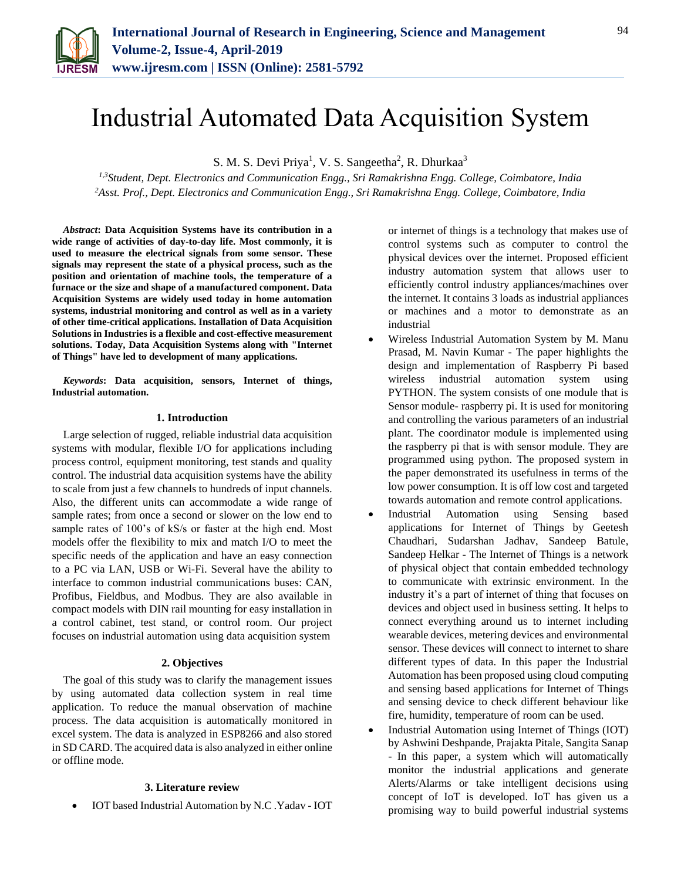# Industrial Automated Data Acquisition System

S. M. S. Devi Priya[1], V. S. Sangeetha[2], R. Dhurkaa[3]

*[1,3]Student, Dept. Electronics and Communication Engg., Sri Ramakrishna Engg. College, Coimbatore, India*
*[2]Asst. Prof., Dept. Electronics and Communication Engg., Sri Ramakrishna Engg. College, Coimbatore, India*

***Abstract*: Data Acquisition Systems have its contribution in a wide range of activities of day-to-day life. Most commonly, it is used to measure the electrical signals from some sensor. These signals may represent the state of a physical process, such as the position and orientation of machine tools, the temperature of a furnace or the size and shape of a manufactured component. Data Acquisition Systems are widely used today in home automation systems, industrial monitoring and control as well as in a variety of other time-critical applications. Installation of Data Acquisition Solutions in Industries is a flexible and cost-effective measurement solutions. Today, Data Acquisition Systems along with "Internet of Things" have led to development of many applications.**

***Keywords*: Data acquisition, sensors, Internet of things, Industrial automation.**

## 1. Introduction

Large selection of rugged, reliable industrial data acquisition systems with modular, flexible I/O for applications including process control, equipment monitoring, test stands and quality control. The industrial data acquisition systems have the ability to scale from just a few channels to hundreds of input channels. Also, the different units can accommodate a wide range of sample rates; from once a second or slower on the low end to sample rates of 100's of kS/s or faster at the high end. Most models offer the flexibility to mix and match I/O to meet the specific needs of the application and have an easy connection to a PC via LAN, USB or Wi-Fi. Several have the ability to interface to common industrial communications buses: CAN, Profibus, Fieldbus, and Modbus. They are also available in compact models with DIN rail mounting for easy installation in a control cabinet, test stand, or control room. Our project focuses on industrial automation using data acquisition system

## 2. Objectives

The goal of this study was to clarify the management issues by using automated data collection system in real time application. To reduce the manual observation of machine process. The data acquisition is automatically monitored in excel system. The data is analyzed in ESP8266 and also stored in SD CARD. The acquired data is also analyzed in either online or offline mode.

## 3. Literature review

- IOT based Industrial Automation by N.C .Yadav - IOT or internet of things is a technology that makes use of control systems such as computer to control the physical devices over the internet. Proposed efficient industry automation system that allows user to efficiently control industry appliances/machines over the internet. It contains 3 loads as industrial appliances or machines and a motor to demonstrate as an industrial
- Wireless Industrial Automation System by M. Manu Prasad, M. Navin Kumar - The paper highlights the design and implementation of Raspberry Pi based wireless industrial automation system using PYTHON. The system consists of one module that is Sensor module- raspberry pi. It is used for monitoring and controlling the various parameters of an industrial plant. The coordinator module is implemented using the raspberry pi that is with sensor module. They are programmed using python. The proposed system in the paper demonstrated its usefulness in terms of the low power consumption. It is off low cost and targeted towards automation and remote control applications.
- Industrial Automation using Sensing based applications for Internet of Things by Geetesh Chaudhari, Sudarshan Jadhav, Sandeep Batule, Sandeep Helkar - The Internet of Things is a network of physical object that contain embedded technology to communicate with extrinsic environment. In the industry it's a part of internet of thing that focuses on devices and object used in business setting. It helps to connect everything around us to internet including wearable devices, metering devices and environmental sensor. These devices will connect to internet to share different types of data. In this paper the Industrial Automation has been proposed using cloud computing and sensing based applications for Internet of Things and sensing device to check different behaviour like fire, humidity, temperature of room can be used.
- Industrial Automation using Internet of Things (IOT) by Ashwini Deshpande, Prajakta Pitale, Sangita Sanap - In this paper, a system which will automatically monitor the industrial applications and generate Alerts/Alarms or take intelligent decisions using concept of IoT is developed. IoT has given us a promising way to build powerful industrial systems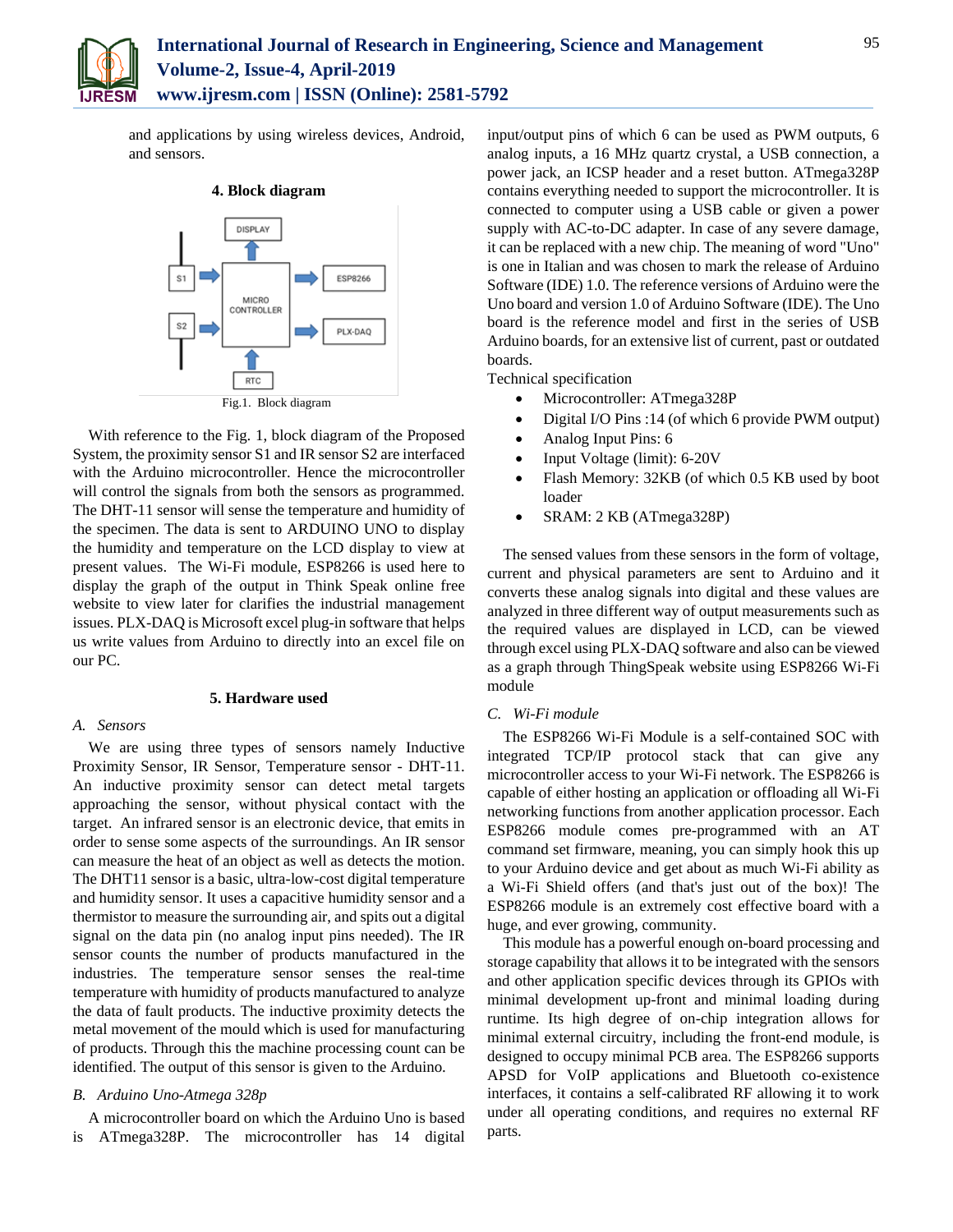and applications by using wireless devices, Android, and sensors.

## 4. Block diagram

Fig.1. Block diagram

With reference to the Fig. 1, block diagram of the Proposed System, the proximity sensor S1 and IR sensor S2 are interfaced with the Arduino microcontroller. Hence the microcontroller will control the signals from both the sensors as programmed. The DHT-11 sensor will sense the temperature and humidity of the specimen. The data is sent to ARDUINO UNO to display the humidity and temperature on the LCD display to view at present values. The Wi-Fi module, ESP8266 is used here to display the graph of the output in Think Speak online free website to view later for clarifies the industrial management issues. PLX-DAQ is Microsoft excel plug-in software that helps us write values from Arduino to directly into an excel file on our PC.

## 5. Hardware used

### *A. Sensors*

We are using three types of sensors namely Inductive Proximity Sensor, IR Sensor, Temperature sensor - DHT-11. An inductive proximity sensor can detect metal targets approaching the sensor, without physical contact with the target. An infrared sensor is an electronic device, that emits in order to sense some aspects of the surroundings. An IR sensor can measure the heat of an object as well as detects the motion. The DHT11 sensor is a basic, ultra-low-cost digital temperature and humidity sensor. It uses a capacitive humidity sensor and a thermistor to measure the surrounding air, and spits out a digital signal on the data pin (no analog input pins needed). The IR sensor counts the number of products manufactured in the industries. The temperature sensor senses the real-time temperature with humidity of products manufactured to analyze the data of fault products. The inductive proximity detects the metal movement of the mould which is used for manufacturing of products. Through this the machine processing count can be identified. The output of this sensor is given to the Arduino.

### *B. Arduino Uno-Atmega 328p*

A microcontroller board on which the Arduino Uno is based is ATmega328P. The microcontroller has 14 digital input/output pins of which 6 can be used as PWM outputs, 6 analog inputs, a 16 MHz quartz crystal, a USB connection, a power jack, an ICSP header and a reset button. ATmega328P contains everything needed to support the microcontroller. It is connected to computer using a USB cable or given a power supply with AC-to-DC adapter. In case of any severe damage, it can be replaced with a new chip. The meaning of word "Uno" is one in Italian and was chosen to mark the release of Arduino Software (IDE) 1.0. The reference versions of Arduino were the Uno board and version 1.0 of Arduino Software (IDE). The Uno board is the reference model and first in the series of USB Arduino boards, for an extensive list of current, past or outdated boards.

Technical specification

- Microcontroller: ATmega328P
- Digital I/O Pins :14 (of which 6 provide PWM output)
- Analog Input Pins: 6
- Input Voltage (limit): 6-20V
- Flash Memory: 32KB (of which 0.5 KB used by boot loader
- SRAM: 2 KB (ATmega328P)

The sensed values from these sensors in the form of voltage, current and physical parameters are sent to Arduino and it converts these analog signals into digital and these values are analyzed in three different way of output measurements such as the required values are displayed in LCD, can be viewed through excel using PLX-DAQ software and also can be viewed as a graph through ThingSpeak website using ESP8266 Wi-Fi module

### *C. Wi-Fi module*

The ESP8266 Wi-Fi Module is a self-contained SOC with integrated TCP/IP protocol stack that can give any microcontroller access to your Wi-Fi network. The ESP8266 is capable of either hosting an application or offloading all Wi-Fi networking functions from another application processor. Each ESP8266 module comes pre-programmed with an AT command set firmware, meaning, you can simply hook this up to your Arduino device and get about as much Wi-Fi ability as a Wi-Fi Shield offers (and that's just out of the box)! The ESP8266 module is an extremely cost effective board with a huge, and ever growing, community.

This module has a powerful enough on-board processing and storage capability that allows it to be integrated with the sensors and other application specific devices through its GPIOs with minimal development up-front and minimal loading during runtime. Its high degree of on-chip integration allows for minimal external circuitry, including the front-end module, is designed to occupy minimal PCB area. The ESP8266 supports APSD for VoIP applications and Bluetooth co-existence interfaces, it contains a self-calibrated RF allowing it to work under all operating conditions, and requires no external RF parts.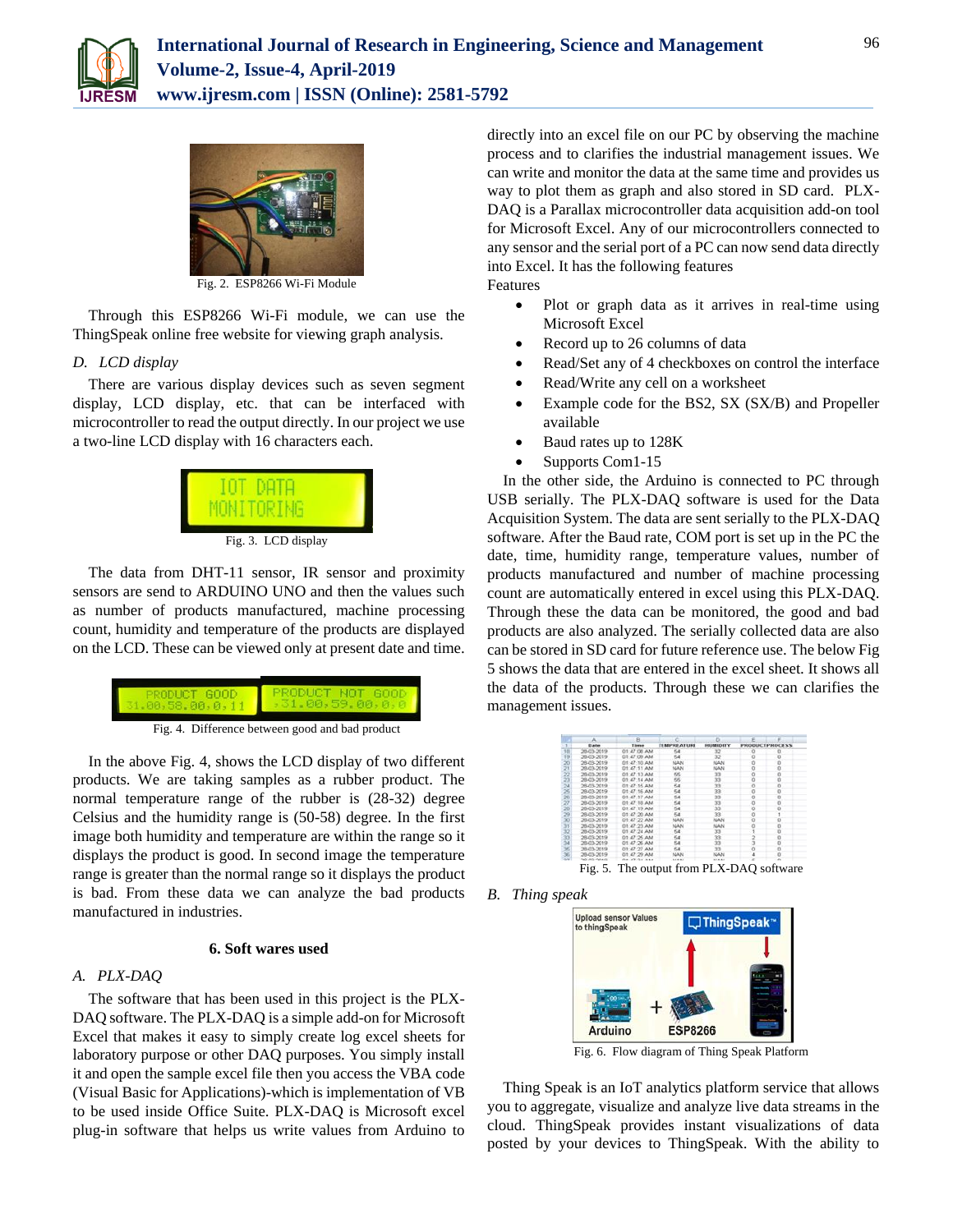Fig. 2. ESP8266 Wi-Fi Module

Through this ESP8266 Wi-Fi module, we can use the ThingSpeak online free website for viewing graph analysis.

*D. LCD display*

There are various display devices such as seven segment display, LCD display, etc. that can be interfaced with microcontroller to read the output directly. In our project we use a two-line LCD display with 16 characters each.

Fig. 3. LCD display

The data from DHT-11 sensor, IR sensor and proximity sensors are send to ARDUINO UNO and then the values such as number of products manufactured, machine processing count, humidity and temperature of the products are displayed on the LCD. These can be viewed only at present date and time.

Fig. 4. Difference between good and bad product

In the above Fig. 4, shows the LCD display of two different products. We are taking samples as a rubber product. The normal temperature range of the rubber is (28-32) degree Celsius and the humidity range is (50-58) degree. In the first image both humidity and temperature are within the range so it displays the product is good. In second image the temperature range is greater than the normal range so it displays the product is bad. From these data we can analyze the bad products manufactured in industries.

## 6. Soft wares used

*A. PLX-DAQ*

The software that has been used in this project is the PLX-DAQ software. The PLX-DAQ is a simple add-on for Microsoft Excel that makes it easy to simply create log excel sheets for laboratory purpose or other DAQ purposes. You simply install it and open the sample excel file then you access the VBA code (Visual Basic for Applications)-which is implementation of VB to be used inside Office Suite. PLX-DAQ is Microsoft excel plug-in software that helps us write values from Arduino to directly into an excel file on our PC by observing the machine process and to clarifies the industrial management issues. We can write and monitor the data at the same time and provides us way to plot them as graph and also stored in SD card. PLX-DAQ is a Parallax microcontroller data acquisition add-on tool for Microsoft Excel. Any of our microcontrollers connected to any sensor and the serial port of a PC can now send data directly into Excel. It has the following features

Features

- Plot or graph data as it arrives in real-time using Microsoft Excel
- Record up to 26 columns of data
- Read/Set any of 4 checkboxes on control the interface
- Read/Write any cell on a worksheet
- Example code for the BS2, SX (SX/B) and Propeller available
- Baud rates up to 128K
- Supports Com1-15

In the other side, the Arduino is connected to PC through USB serially. The PLX-DAQ software is used for the Data Acquisition System. The data are sent serially to the PLX-DAQ software. After the Baud rate, COM port is set up in the PC the date, time, humidity range, temperature values, number of products manufactured and number of machine processing count are automatically entered in excel using this PLX-DAQ. Through these the data can be monitored, the good and bad products are also analyzed. The serially collected data are also can be stored in SD card for future reference use. The below Fig 5 shows the data that are entered in the excel sheet. It shows all the data of the products. Through these we can clarifies the management issues.

Fig. 5. The output from PLX-DAQ software

*B. Thing speak*

Fig. 6. Flow diagram of Thing Speak Platform

Thing Speak is an IoT analytics platform service that allows you to aggregate, visualize and analyze live data streams in the cloud. ThingSpeak provides instant visualizations of data posted by your devices to ThingSpeak. With the ability to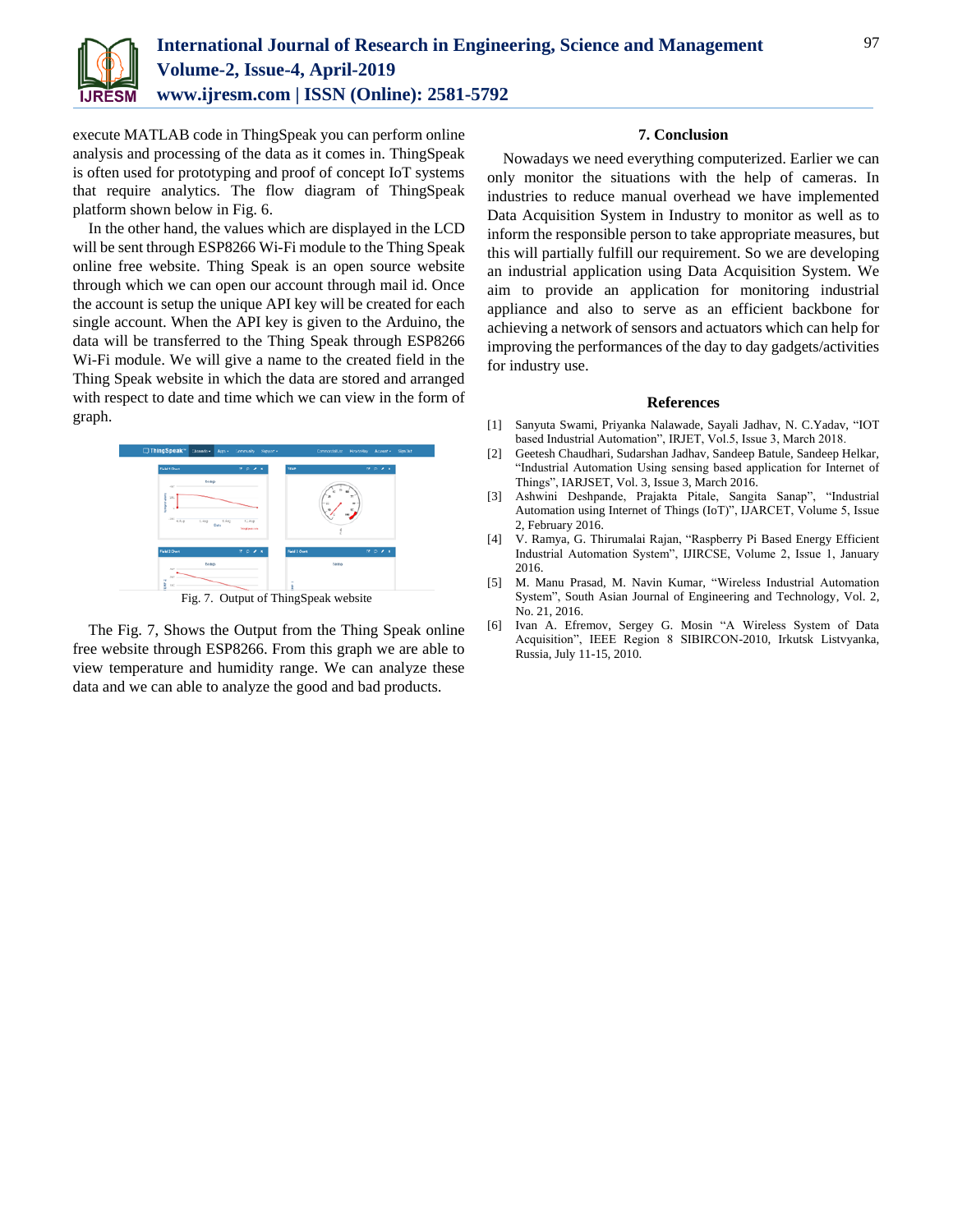execute MATLAB code in ThingSpeak you can perform online analysis and processing of the data as it comes in. ThingSpeak is often used for prototyping and proof of concept IoT systems that require analytics. The flow diagram of ThingSpeak platform shown below in Fig. 6.

In the other hand, the values which are displayed in the LCD will be sent through ESP8266 Wi-Fi module to the Thing Speak online free website. Thing Speak is an open source website through which we can open our account through mail id. Once the account is setup the unique API key will be created for each single account. When the API key is given to the Arduino, the data will be transferred to the Thing Speak through ESP8266 Wi-Fi module. We will give a name to the created field in the Thing Speak website in which the data are stored and arranged with respect to date and time which we can view in the form of graph.

Fig. 7. Output of ThingSpeak website

The Fig. 7, Shows the Output from the Thing Speak online free website through ESP8266. From this graph we are able to view temperature and humidity range. We can analyze these data and we can able to analyze the good and bad products.

## 7. Conclusion

Nowadays we need everything computerized. Earlier we can only monitor the situations with the help of cameras. In industries to reduce manual overhead we have implemented Data Acquisition System in Industry to monitor as well as to inform the responsible person to take appropriate measures, but this will partially fulfill our requirement. So we are developing an industrial application using Data Acquisition System. We aim to provide an application for monitoring industrial appliance and also to serve as an efficient backbone for achieving a network of sensors and actuators which can help for improving the performances of the day to day gadgets/activities for industry use.

## References

[1] Sanyuta Swami, Priyanka Nalawade, Sayali Jadhav, N. C.Yadav, “IOT based Industrial Automation”, IRJET, Vol.5, Issue 3, March 2018.

[2] Geetesh Chaudhari, Sudarshan Jadhav, Sandeep Batule, Sandeep Helkar, “Industrial Automation Using sensing based application for Internet of Things”, IARJSET, Vol. 3, Issue 3, March 2016.

[3] Ashwini Deshpande, Prajakta Pitale, Sangita Sanap”, “Industrial Automation using Internet of Things (IoT)”, IJARCET, Volume 5, Issue 2, February 2016.

[4] V. Ramya, G. Thirumalai Rajan, “Raspberry Pi Based Energy Efficient Industrial Automation System”, IJIRCSE, Volume 2, Issue 1, January 2016.

[5] M. Manu Prasad, M. Navin Kumar, “Wireless Industrial Automation System”, South Asian Journal of Engineering and Technology, Vol. 2, No. 21, 2016.

[6] Ivan A. Efremov, Sergey G. Mosin “A Wireless System of Data Acquisition”, IEEE Region 8 SIBIRCON-2010, Irkutsk Listvyanka, Russia, July 11-15, 2010.